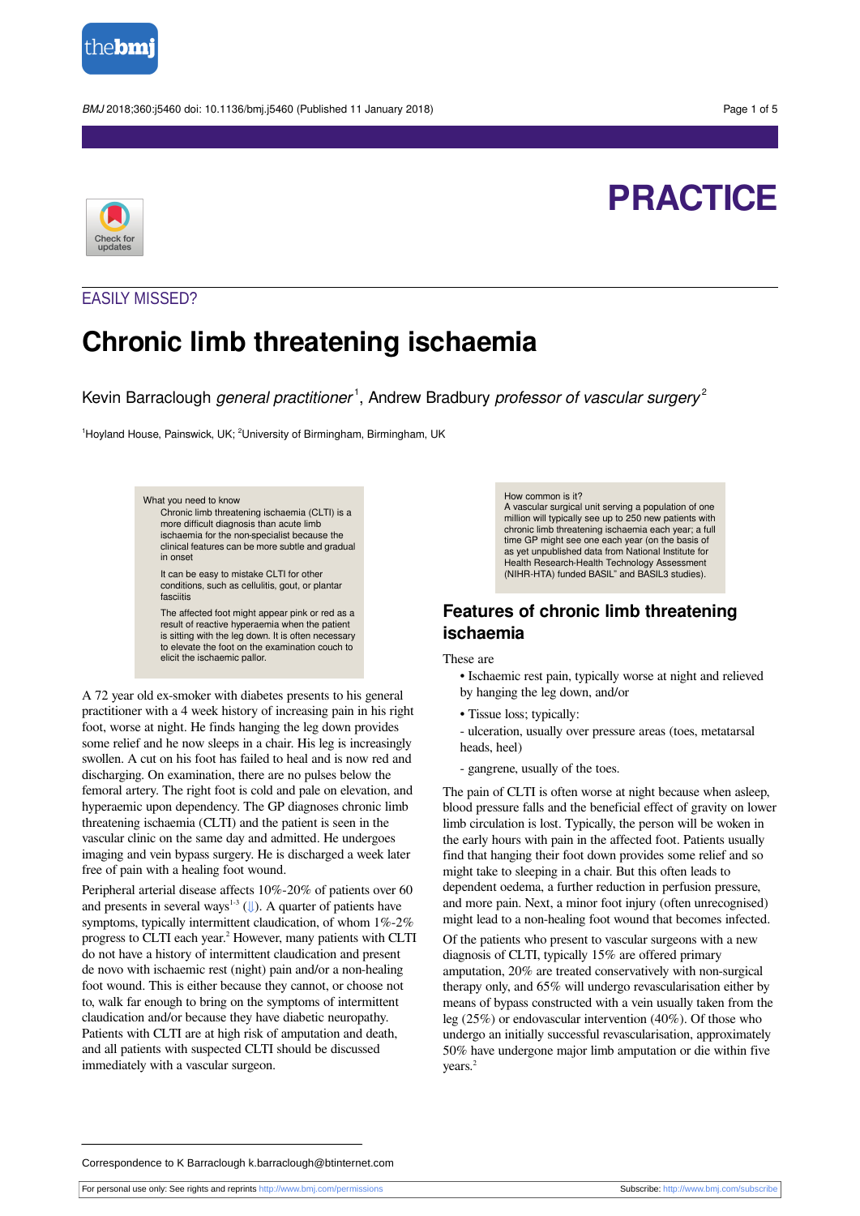# PRACTICE

EASILY MISSED?

# Chronic limb threatening ischaemia

Kevin Barraclough *general practitioner*[1], Andrew Bradbury *professor of vascular surgery*[2]

[1]Hoyland House, Painswick, UK; [2]University of Birmingham, Birmingham, UK

> What you need to know
>
> Chronic limb threatening ischaemia (CLTI) is a more difficult diagnosis than acute limb ischaemia for the non-specialist because the clinical features can be more subtle and gradual in onset
>
> It can be easy to mistake CLTI for other conditions, such as cellulitis, gout, or plantar fasciitis
>
> The affected foot might appear pink or red as a result of reactive hyperaemia when the patient is sitting with the leg down. It is often necessary to elevate the foot on the examination couch to elicit the ischaemic pallor.

A 72 year old ex-smoker with diabetes presents to his general practitioner with a 4 week history of increasing pain in his right foot, worse at night. He finds hanging the leg down provides some relief and he now sleeps in a chair. His leg is increasingly swollen. A cut on his foot has failed to heal and is now red and discharging. On examination, there are no pulses below the femoral artery. The right foot is cold and pale on elevation, and hyperaemic upon dependency. The GP diagnoses chronic limb threatening ischaemia (CLTI) and the patient is seen in the vascular clinic on the same day and admitted. He undergoes imaging and vein bypass surgery. He is discharged a week later free of pain with a healing foot wound.

Peripheral arterial disease affects 10%-20% of patients over 60 and presents in several ways[1-3] (⇓). A quarter of patients have symptoms, typically intermittent claudication, of whom 1%-2% progress to CLTI each year.[2] However, many patients with CLTI do not have a history of intermittent claudication and present de novo with ischaemic rest (night) pain and/or a non-healing foot wound. This is either because they cannot, or choose not to, walk far enough to bring on the symptoms of intermittent claudication and/or because they have diabetic neuropathy. Patients with CLTI are at high risk of amputation and death, and all patients with suspected CLTI should be discussed immediately with a vascular surgeon.

> How common is it?
>
> A vascular surgical unit serving a population of one million will typically see up to 250 new patients with chronic limb threatening ischaemia each year; a full time GP might see one each year (on the basis of as yet unpublished data from National Institute for Health Research-Health Technology Assessment (NIHR-HTA) funded BASIL" and BASIL3 studies).

## Features of chronic limb threatening ischaemia

These are

- Ischaemic rest pain, typically worse at night and relieved by hanging the leg down, and/or
- Tissue loss; typically:
  - ulceration, usually over pressure areas (toes, metatarsal heads, heel)
  - gangrene, usually of the toes.

The pain of CLTI is often worse at night because when asleep, blood pressure falls and the beneficial effect of gravity on lower limb circulation is lost. Typically, the person will be woken in the early hours with pain in the affected foot. Patients usually find that hanging their foot down provides some relief and so might take to sleeping in a chair. But this often leads to dependent oedema, a further reduction in perfusion pressure, and more pain. Next, a minor foot injury (often unrecognised) might lead to a non-healing foot wound that becomes infected.

Of the patients who present to vascular surgeons with a new diagnosis of CLTI, typically 15% are offered primary amputation, 20% are treated conservatively with non-surgical therapy only, and 65% will undergo revascularisation either by means of bypass constructed with a vein usually taken from the leg (25%) or endovascular intervention (40%). Of those who undergo an initially successful revascularisation, approximately 50% have undergone major limb amputation or die within five years.[2]

Correspondence to K Barraclough k.barraclough@btinternet.com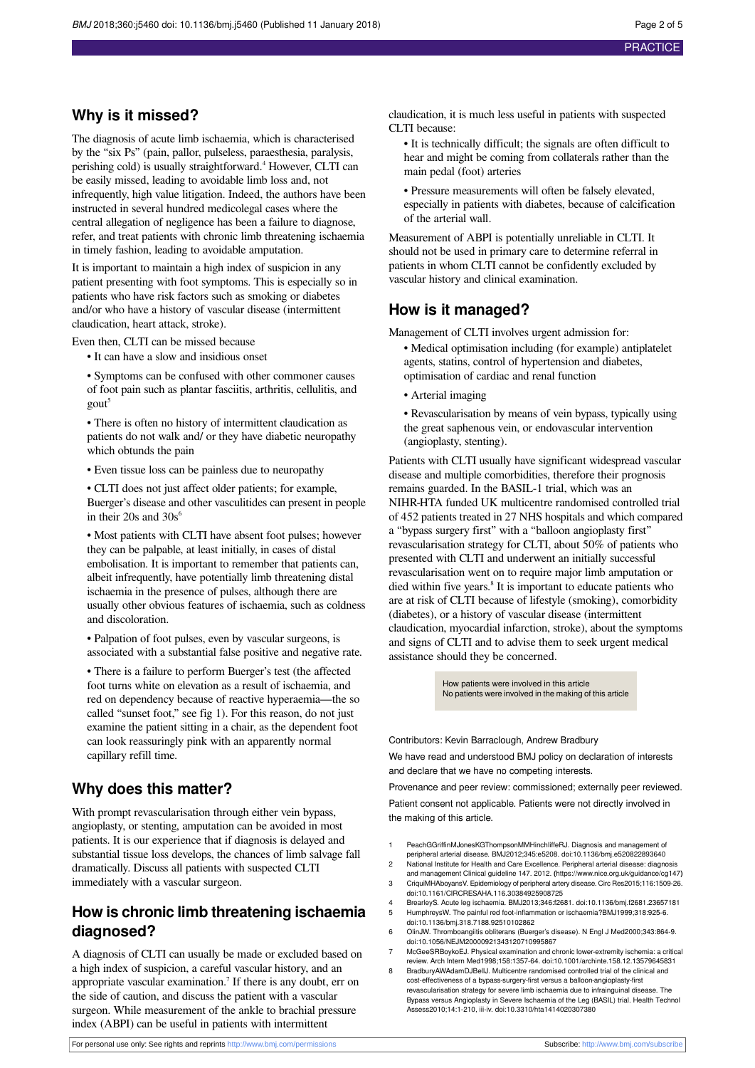## Why is it missed?

The diagnosis of acute limb ischaemia, which is characterised by the "six Ps" (pain, pallor, pulseless, paraesthesia, paralysis, perishing cold) is usually straightforward.[4] However, CLTI can be easily missed, leading to avoidable limb loss and, not infrequently, high value litigation. Indeed, the authors have been instructed in several hundred medicolegal cases where the central allegation of negligence has been a failure to diagnose, refer, and treat patients with chronic limb threatening ischaemia in timely fashion, leading to avoidable amputation.

It is important to maintain a high index of suspicion in any patient presenting with foot symptoms. This is especially so in patients who have risk factors such as smoking or diabetes and/or who have a history of vascular disease (intermittent claudication, heart attack, stroke).

Even then, CLTI can be missed because

- It can have a slow and insidious onset
- Symptoms can be confused with other commoner causes of foot pain such as plantar fasciitis, arthritis, cellulitis, and gout[5]
- There is often no history of intermittent claudication as patients do not walk and/ or they have diabetic neuropathy which obtunds the pain
- Even tissue loss can be painless due to neuropathy
- CLTI does not just affect older patients; for example, Buerger's disease and other vasculitides can present in people in their 20s and 30s[6]
- Most patients with CLTI have absent foot pulses; however they can be palpable, at least initially, in cases of distal embolisation. It is important to remember that patients can, albeit infrequently, have potentially limb threatening distal ischaemia in the presence of pulses, although there are usually other obvious features of ischaemia, such as coldness and discoloration.
- Palpation of foot pulses, even by vascular surgeons, is associated with a substantial false positive and negative rate.
- There is a failure to perform Buerger's test (the affected foot turns white on elevation as a result of ischaemia, and red on dependency because of reactive hyperaemia—the so called "sunset foot," see fig 1). For this reason, do not just examine the patient sitting in a chair, as the dependent foot can look reassuringly pink with an apparently normal capillary refill time.

## Why does this matter?

With prompt revascularisation through either vein bypass, angioplasty, or stenting, amputation can be avoided in most patients. It is our experience that if diagnosis is delayed and substantial tissue loss develops, the chances of limb salvage fall dramatically. Discuss all patients with suspected CLTI immediately with a vascular surgeon.

## How is chronic limb threatening ischaemia diagnosed?

A diagnosis of CLTI can usually be made or excluded based on a high index of suspicion, a careful vascular history, and an appropriate vascular examination.[7] If there is any doubt, err on the side of caution, and discuss the patient with a vascular surgeon. While measurement of the ankle to brachial pressure index (ABPI) can be useful in patients with intermittent claudication, it is much less useful in patients with suspected CLTI because:

- It is technically difficult; the signals are often difficult to hear and might be coming from collaterals rather than the main pedal (foot) arteries
- Pressure measurements will often be falsely elevated, especially in patients with diabetes, because of calcification of the arterial wall.

Measurement of ABPI is potentially unreliable in CLTI. It should not be used in primary care to determine referral in patients in whom CLTI cannot be confidently excluded by vascular history and clinical examination.

## How is it managed?

Management of CLTI involves urgent admission for:

- Medical optimisation including (for example) antiplatelet agents, statins, control of hypertension and diabetes, optimisation of cardiac and renal function
- Arterial imaging
- Revascularisation by means of vein bypass, typically using the great saphenous vein, or endovascular intervention (angioplasty, stenting).

Patients with CLTI usually have significant widespread vascular disease and multiple comorbidities, therefore their prognosis remains guarded. In the BASIL-1 trial, which was an NIHR-HTA funded UK multicentre randomised controlled trial of 452 patients treated in 27 NHS hospitals and which compared a "bypass surgery first" with a "balloon angioplasty first" revascularisation strategy for CLTI, about 50% of patients who presented with CLTI and underwent an initially successful revascularisation went on to require major limb amputation or died within five years.[8] It is important to educate patients who are at risk of CLTI because of lifestyle (smoking), comorbidity (diabetes), or a history of vascular disease (intermittent claudication, myocardial infarction, stroke), about the symptoms and signs of CLTI and to advise them to seek urgent medical assistance should they be concerned.

How patients were involved in this article
No patients were involved in the making of this article

Contributors: Kevin Barraclough, Andrew Bradbury

We have read and understood BMJ policy on declaration of interests and declare that we have no competing interests.

Provenance and peer review: commissioned; externally peer reviewed.

Patient consent not applicable. Patients were not directly involved in the making of this article.

1. PeachGGriffinMJonesKGThompsonMMHinchliffeRJ. Diagnosis and management of peripheral arterial disease. BMJ2012;345:e5208. doi:10.1136/bmj.e520822893640
2. National Institute for Health and Care Excellence. Peripheral arterial disease: diagnosis and management Clinical guideline 147. 2012. (https://www.nice.org.uk/guidance/cg147)
3. CriquiMHAboyansV. Epidemiology of peripheral artery disease. Circ Res2015;116:1509-26. doi:10.1161/CIRCRESAHA.116.30384925908725
4. BrearleyS. Acute leg ischaemia. BMJ2013;346:f2681. doi:10.1136/bmj.f2681.23657181
5. HumphreysW. The painful red foot-inflammation or ischaemia?BMJ1999;318:925-6. doi:10.1136/bmj.318.7188.92510102862
6. OlinJW. Thromboangiitis obliterans (Buerger's disease). N Engl J Med2000;343:864-9. doi:10.1056/NEJM20000921343120710995867
7. McGeeSRBoykoEJ. Physical examination and chronic lower-extremity ischemia: a critical review. Arch Intern Med1998;158:1357-64. doi:10.1001/archinte.158.12.13579645831
8. BradburyAWAdamDJBellJ. Multicentre randomised controlled trial of the clinical and cost-effectiveness of a bypass-surgery-first versus a balloon-angioplasty-first revascularisation strategy for severe limb ischaemia due to infrainguinal disease. The Bypass versus Angioplasty in Severe Ischaemia of the Leg (BASIL) trial. Health Technol Assess2010;14:1-210, iii-iv. doi:10.3310/hta14140207380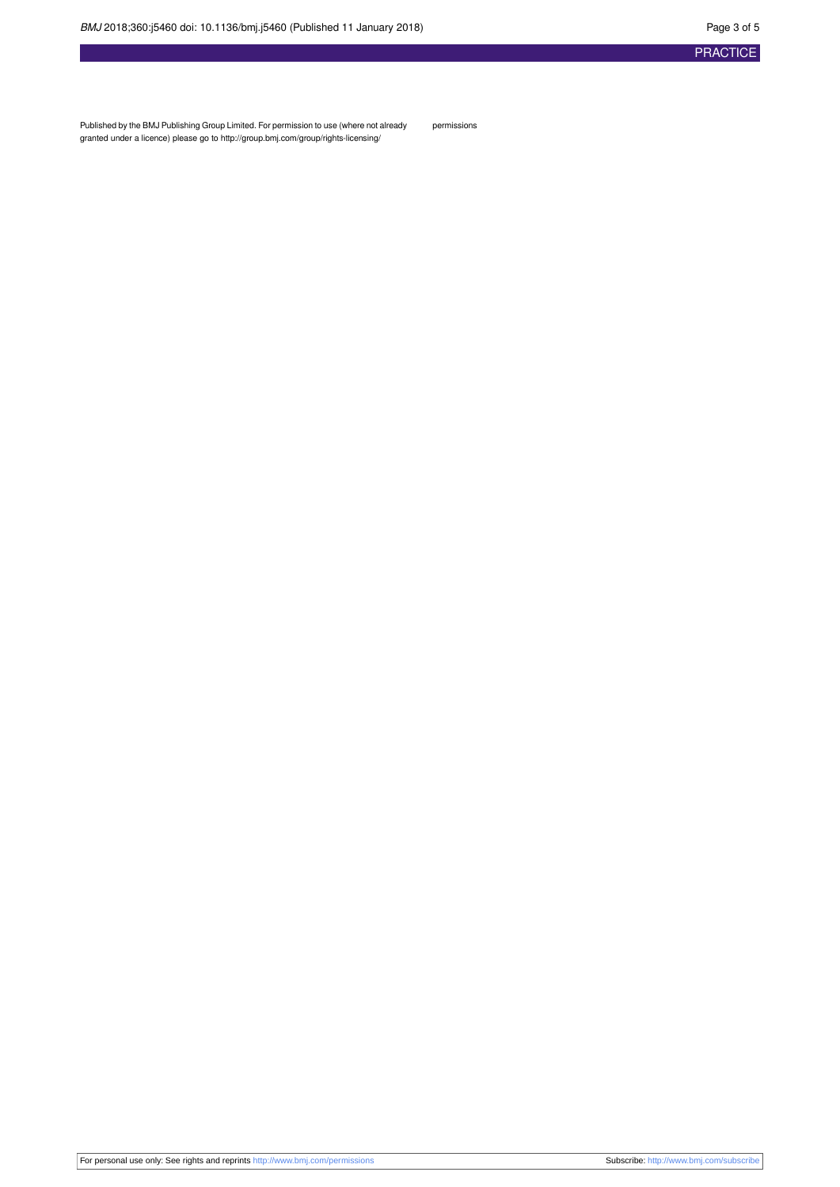Published by the BMJ Publishing Group Limited. For permission to use (where not already granted under a licence) please go to http://group.bmj.com/group/rights-licensing/permissions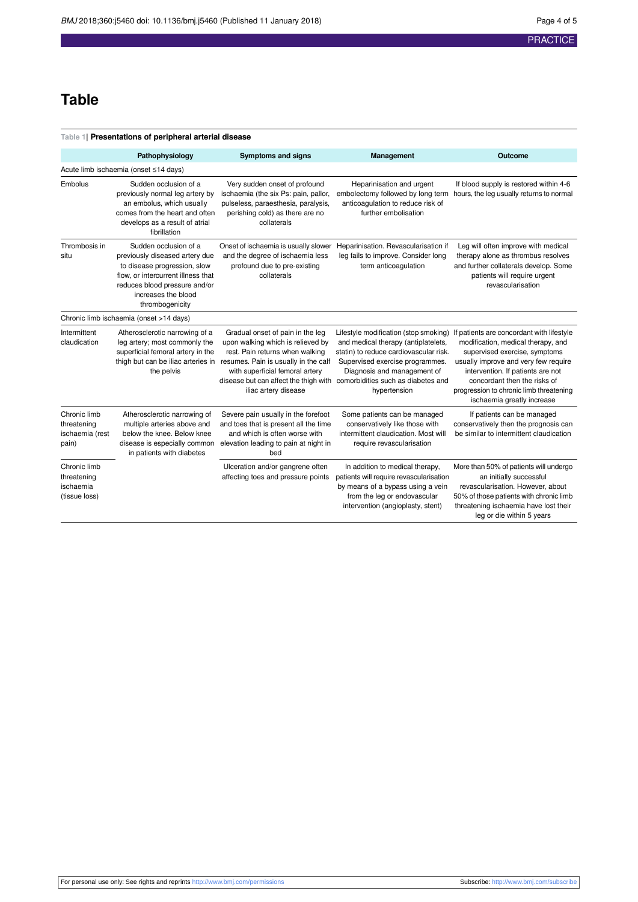# Table

**Table 1| Presentations of peripheral arterial disease**

| | Pathophysiology | Symptoms and signs | Management | Outcome |
|---|---|---|---|---|
| Acute limb ischaemia (onset ≤14 days) | | | | |
| Embolus | Sudden occlusion of a previously normal leg artery by an embolus, which usually comes from the heart and often develops as a result of atrial fibrillation | Very sudden onset of profound ischaemia (the six Ps: pain, pallor, pulseless, paraesthesia, paralysis, perishing cold) as there are no collaterals | Heparinisation and urgent embolectomy followed by long term anticoagulation to reduce risk of further embolisation | If blood supply is restored within 4-6 hours, the leg usually returns to normal |
| Thrombosis in situ | Sudden occlusion of a previously diseased artery due to disease progression, slow flow, or intercurrent illness that reduces blood pressure and/or increases the blood thrombogenicity | Onset of ischaemia is usually slower and the degree of ischaemia less profound due to pre-existing collaterals | Heparinisation. Revascularisation if leg fails to improve. Consider long term anticoagulation | Leg will often improve with medical therapy alone as thrombus resolves and further collaterals develop. Some patients will require urgent revascularisation |
| Chronic limb ischaemia (onset >14 days) | | | | |
| Intermittent claudication | Atherosclerotic narrowing of a leg artery; most commonly the superficial femoral artery in the thigh but can be iliac arteries in the pelvis | Gradual onset of pain in the leg upon walking which is relieved by rest. Pain returns when walking resumes. Pain is usually in the calf with superficial femoral artery disease but can affect the thigh with iliac artery disease | Lifestyle modification (stop smoking) and medical therapy (antiplatelets, statin) to reduce cardiovascular risk. Supervised exercise programmes. Diagnosis and management of comorbidities such as diabetes and hypertension | If patients are concordant with lifestyle modification, medical therapy, and supervised exercise, symptoms usually improve and very few require intervention. If patients are not concordant then the risks of progression to chronic limb threatening ischaemia greatly increase |
| Chronic limb threatening ischaemia (rest pain) | Atherosclerotic narrowing of multiple arteries above and below the knee. Below knee disease is especially common in patients with diabetes | Severe pain usually in the forefoot and toes that is present all the time and which is often worse with elevation leading to pain at night in bed | Some patients can be managed conservatively like those with intermittent claudication. Most will require revascularisation | If patients can be managed conservatively then the prognosis can be similar to intermittent claudication |
| Chronic limb threatening ischaemia (tissue loss) | | Ulceration and/or gangrene often affecting toes and pressure points | In addition to medical therapy, patients will require revascularisation by means of a bypass using a vein from the leg or endovascular intervention (angioplasty, stent) | More than 50% of patients will undergo an initially successful revascularisation. However, about 50% of those patients with chronic limb threatening ischaemia have lost their leg or die within 5 years |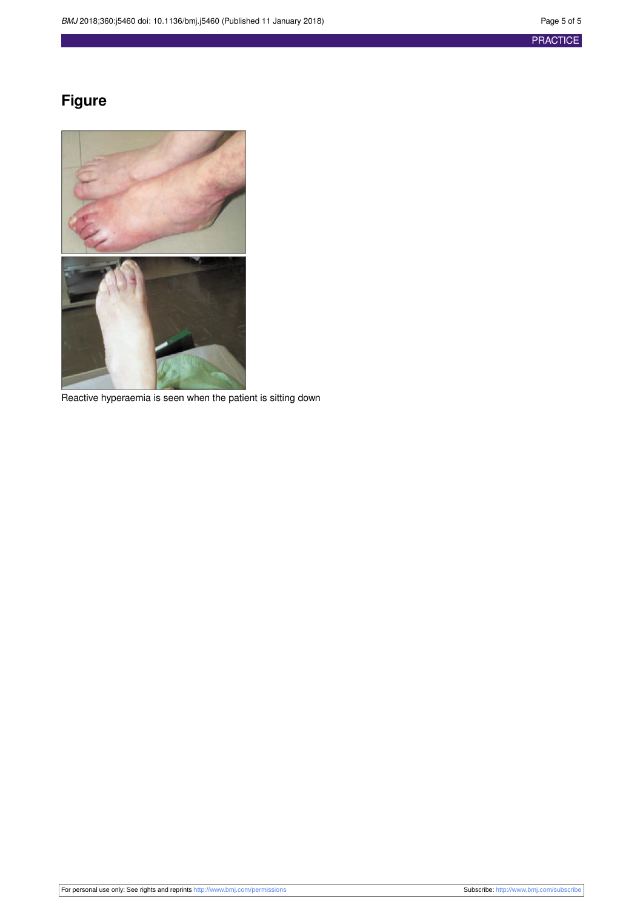# Figure

Reactive hyperaemia is seen when the patient is sitting down